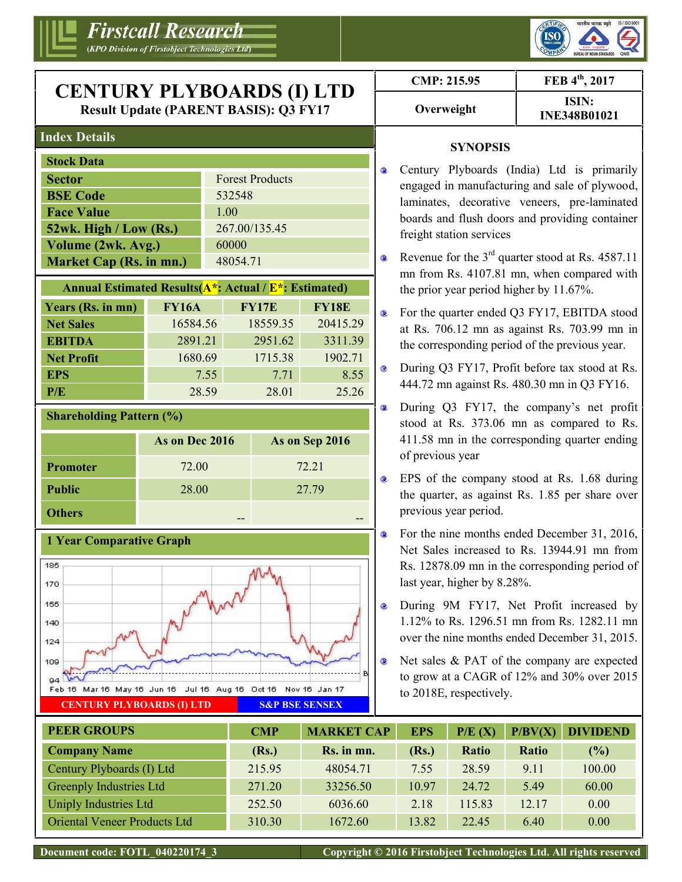# CENTURY PLYBOARDS (I) LTD

**Result Update (PARENT BASIS): Q3 FY17**

| CMP: 215.95 | FEB 4th, 2017 |
|---|---|
| Overweight | ISIN: INE348B01021 |

## Index Details

| Stock Data | |
|---|---|
| Sector | Forest Products |
| BSE Code | 532548 |
| Face Value | 1.00 |
| 52wk. High / Low (Rs.) | 267.00/135.45 |
| Volume (2wk. Avg.) | 60000 |
| Market Cap (Rs. in mn.) | 48054.71 |

**Annual Estimated Results(A*: Actual / E*: Estimated)**

| Years (Rs. in mn) | FY16A | FY17E | FY18E |
|---|---|---|---|
| Net Sales | 16584.56 | 18559.35 | 20415.29 |
| EBITDA | 2891.21 | 2951.62 | 3311.39 |
| Net Profit | 1680.69 | 1715.38 | 1902.71 |
| EPS | 7.55 | 7.71 | 8.55 |
| P/E | 28.59 | 28.01 | 25.26 |

**Shareholding Pattern (%)**

| | As on Dec 2016 | As on Sep 2016 |
|---|---|---|
| Promoter | 72.00 | 72.21 |
| Public | 28.00 | 27.79 |
| Others | -- | -- |

**1 Year Comparative Graph**

CENTURY PLYBOARDS (I) LTD | S&P BSE SENSEX

## SYNOPSIS

- Century Plyboards (India) Ltd is primarily engaged in manufacturing and sale of plywood, laminates, decorative veneers, pre-laminated boards and flush doors and providing container freight station services
- Revenue for the 3rd quarter stood at Rs. 4587.11 mn from Rs. 4107.81 mn, when compared with the prior year period higher by 11.67%.
- For the quarter ended Q3 FY17, EBITDA stood at Rs. 706.12 mn as against Rs. 703.99 mn in the corresponding period of the previous year.
- During Q3 FY17, Profit before tax stood at Rs. 444.72 mn against Rs. 480.30 mn in Q3 FY16.
- During Q3 FY17, the company's net profit stood at Rs. 373.06 mn as compared to Rs. 411.58 mn in the corresponding quarter ending of previous year
- EPS of the company stood at Rs. 1.68 during the quarter, as against Rs. 1.85 per share over previous year period.
- For the nine months ended December 31, 2016, Net Sales increased to Rs. 13944.91 mn from Rs. 12878.09 mn in the corresponding period of last year, higher by 8.28%.
- During 9M FY17, Net Profit increased by 1.12% to Rs. 1296.51 mn from Rs. 1282.11 mn over the nine months ended December 31, 2015.
- Net sales & PAT of the company are expected to grow at a CAGR of 12% and 30% over 2015 to 2018E, respectively.

| PEER GROUPS | CMP | MARKET CAP | EPS | P/E (X) | P/BV(X) | DIVIDEND |
|---|---|---|---|---|---|---|
| Company Name | (Rs.) | Rs. in mn. | (Rs.) | Ratio | Ratio | (%) |
| Century Plyboards (I) Ltd | 215.95 | 48054.71 | 7.55 | 28.59 | 9.11 | 100.00 |
| Greenply Industries Ltd | 271.20 | 33256.50 | 10.97 | 24.72 | 5.49 | 60.00 |
| Uniply Industries Ltd | 252.50 | 6036.60 | 2.18 | 115.83 | 12.17 | 0.00 |
| Oriental Veneer Products Ltd | 310.30 | 1672.60 | 13.82 | 22.45 | 6.40 | 0.00 |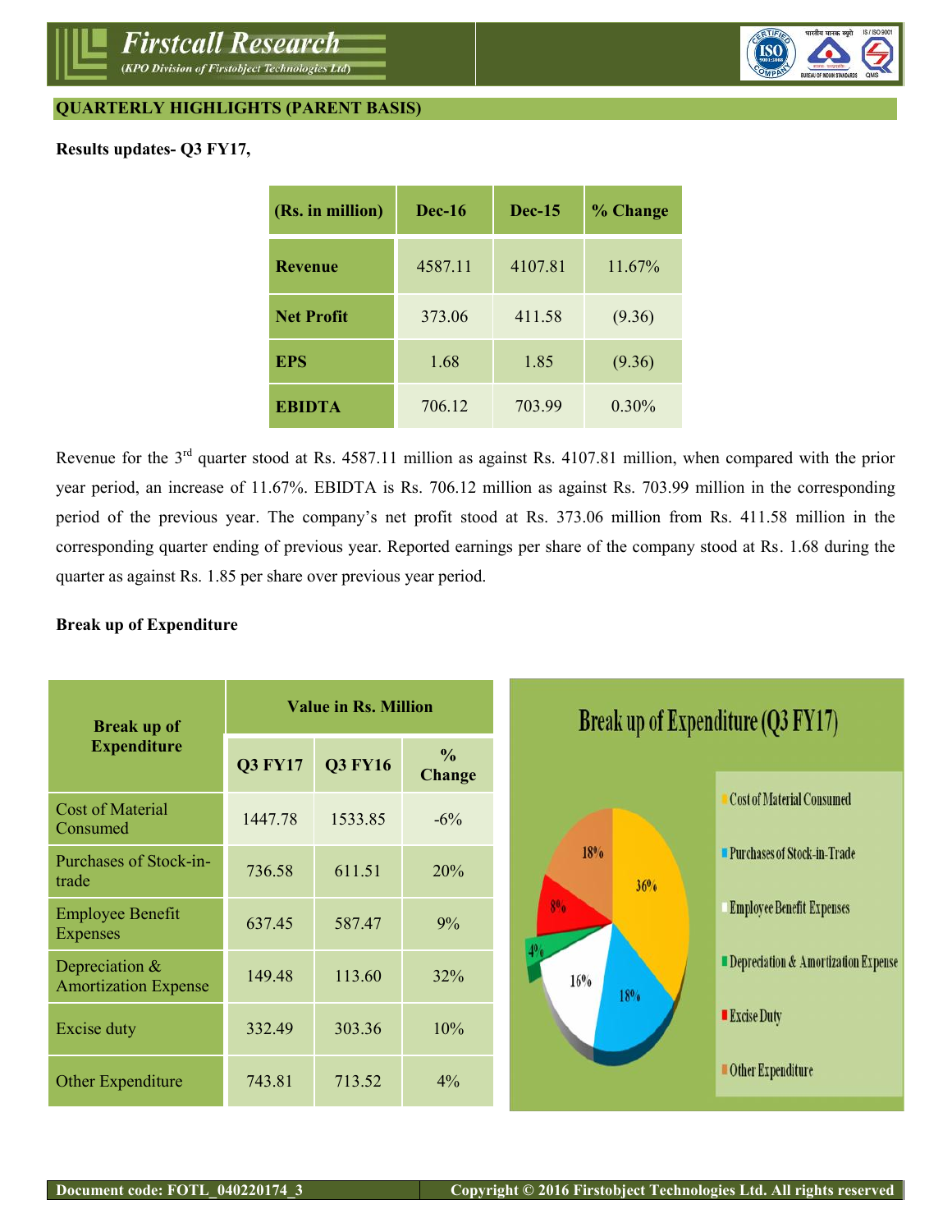## QUARTERLY HIGHLIGHTS (PARENT BASIS)

**Results updates- Q3 FY17,**

| (Rs. in million) | Dec-16 | Dec-15 | % Change |
|---|---|---|---|
| Revenue | 4587.11 | 4107.81 | 11.67% |
| Net Profit | 373.06 | 411.58 | (9.36) |
| EPS | 1.68 | 1.85 | (9.36) |
| EBIDTA | 706.12 | 703.99 | 0.30% |

Revenue for the 3rd quarter stood at Rs. 4587.11 million as against Rs. 4107.81 million, when compared with the prior year period, an increase of 11.67%. EBIDTA is Rs. 706.12 million as against Rs. 703.99 million in the corresponding period of the previous year. The company's net profit stood at Rs. 373.06 million from Rs. 411.58 million in the corresponding quarter ending of previous year. Reported earnings per share of the company stood at Rs. 1.68 during the quarter as against Rs. 1.85 per share over previous year period.

**Break up of Expenditure**

| Break up of Expenditure | Value in Rs. Million | | |
|---|---|---|---|
| | Q3 FY17 | Q3 FY16 | % Change |
| Cost of Material Consumed | 1447.78 | 1533.85 | -6% |
| Purchases of Stock-in-trade | 736.58 | 611.51 | 20% |
| Employee Benefit Expenses | 637.45 | 587.47 | 9% |
| Depreciation & Amortization Expense | 149.48 | 113.60 | 32% |
| Excise duty | 332.49 | 303.36 | 10% |
| Other Expenditure | 743.81 | 713.52 | 4% |

**Break up of Expenditure (Q3 FY17)**

- Cost of Material Consumed: 36%
- Purchases of Stock-in-Trade: 18%
- Employee Benefit Expenses: 16%
- Depreciation & Amortization Expense: 4%
- Excise Duty: 8%
- Other Expenditure: 18%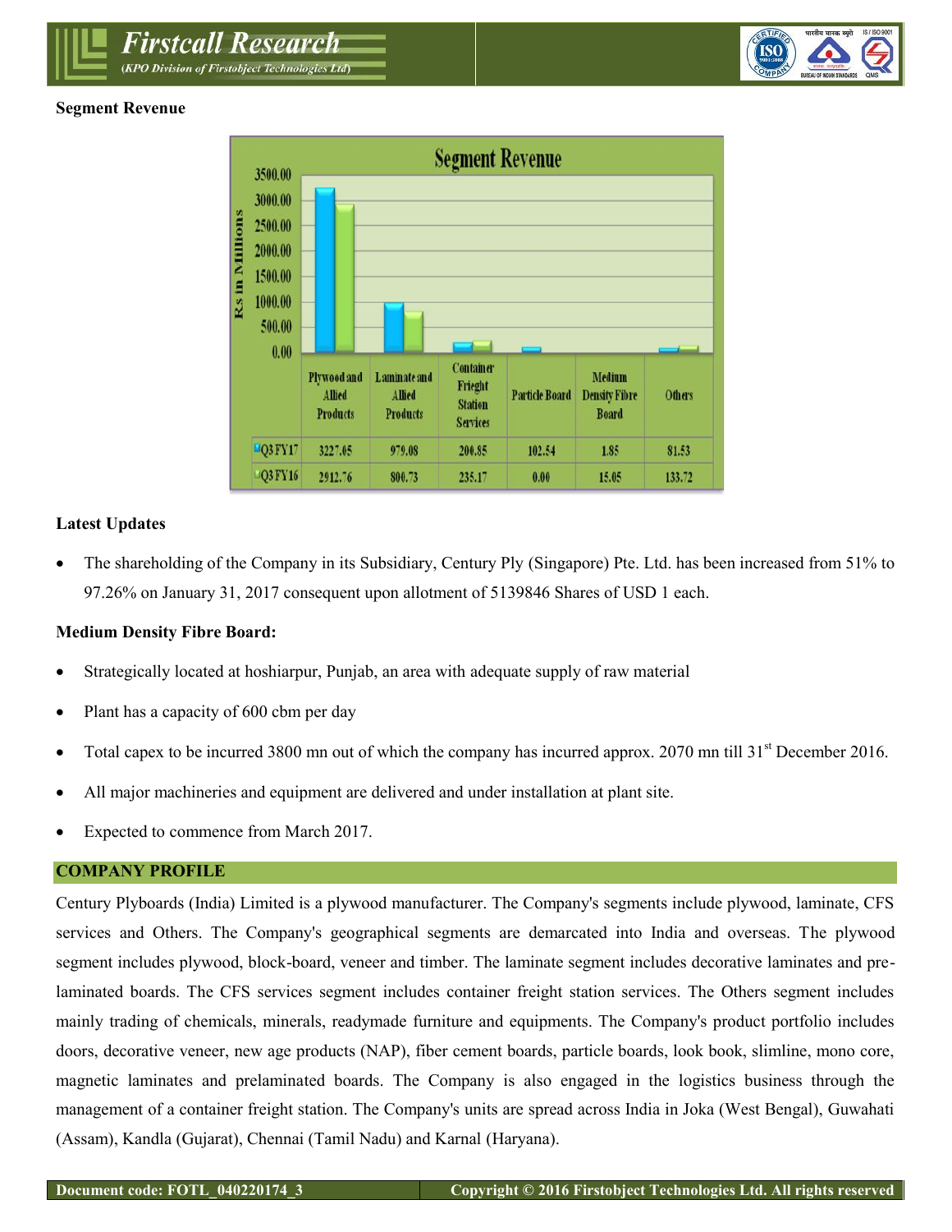**Segment Revenue**

Segment Revenue (Rs in Millions)

| | Plywood and Allied Products | Laminate and Allied Products | Container Frieght Station Services | Particle Board | Medium Density Fibre Board | Others |
|---|---|---|---|---|---|---|
| Q3 FY17 | 3227.05 | 979.08 | 200.85 | 102.54 | 1.85 | 81.53 |
| Q3 FY16 | 2912.76 | 800.73 | 235.17 | 0.00 | 15.05 | 133.72 |

**Latest Updates**

- The shareholding of the Company in its Subsidiary, Century Ply (Singapore) Pte. Ltd. has been increased from 51% to 97.26% on January 31, 2017 consequent upon allotment of 5139846 Shares of USD 1 each.

**Medium Density Fibre Board:**

- Strategically located at hoshiarpur, Punjab, an area with adequate supply of raw material
- Plant has a capacity of 600 cbm per day
- Total capex to be incurred 3800 mn out of which the company has incurred approx. 2070 mn till 31st December 2016.
- All major machineries and equipment are delivered and under installation at plant site.
- Expected to commence from March 2017.

## COMPANY PROFILE

Century Plyboards (India) Limited is a plywood manufacturer. The Company's segments include plywood, laminate, CFS services and Others. The Company's geographical segments are demarcated into India and overseas. The plywood segment includes plywood, block-board, veneer and timber. The laminate segment includes decorative laminates and pre-laminated boards. The CFS services segment includes container freight station services. The Others segment includes mainly trading of chemicals, minerals, readymade furniture and equipments. The Company's product portfolio includes doors, decorative veneer, new age products (NAP), fiber cement boards, particle boards, look book, slimline, mono core, magnetic laminates and prelaminated boards. The Company is also engaged in the logistics business through the management of a container freight station. The Company's units are spread across India in Joka (West Bengal), Guwahati (Assam), Kandla (Gujarat), Chennai (Tamil Nadu) and Karnal (Haryana).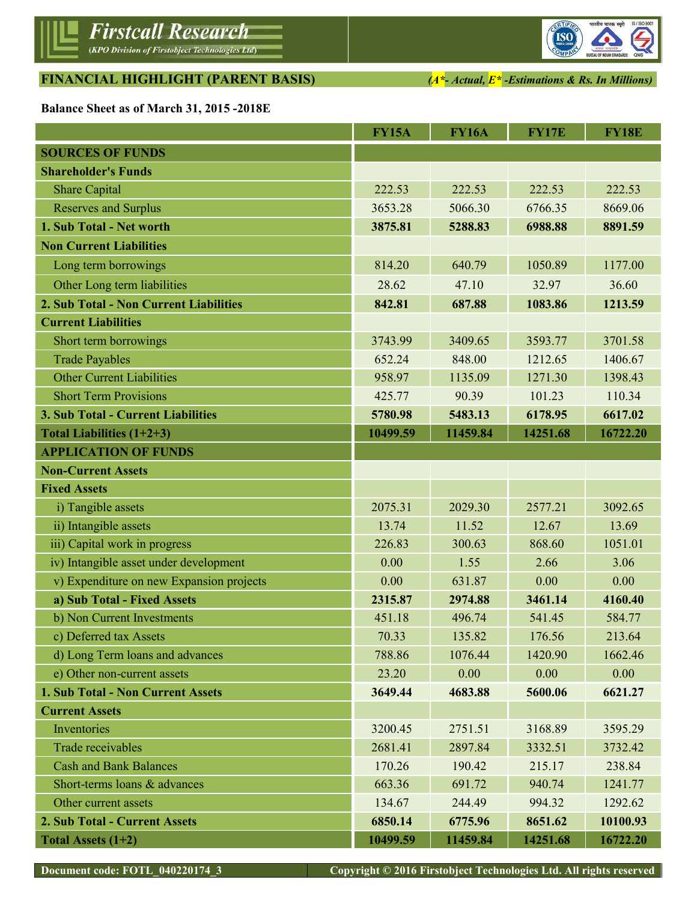## FINANCIAL HIGHLIGHT (PARENT BASIS)

*(A*- Actual, E* -Estimations & Rs. In Millions)*

**Balance Sheet as of March 31, 2015 -2018E**

| | FY15A | FY16A | FY17E | FY18E |
|---|---|---|---|---|
| **SOURCES OF FUNDS** | | | | |
| **Shareholder's Funds** | | | | |
| Share Capital | 222.53 | 222.53 | 222.53 | 222.53 |
| Reserves and Surplus | 3653.28 | 5066.30 | 6766.35 | 8669.06 |
| **1. Sub Total - Net worth** | **3875.81** | **5288.83** | **6988.88** | **8891.59** |
| **Non Current Liabilities** | | | | |
| Long term borrowings | 814.20 | 640.79 | 1050.89 | 1177.00 |
| Other Long term liabilities | 28.62 | 47.10 | 32.97 | 36.60 |
| **2. Sub Total - Non Current Liabilities** | **842.81** | **687.88** | **1083.86** | **1213.59** |
| **Current Liabilities** | | | | |
| Short term borrowings | 3743.99 | 3409.65 | 3593.77 | 3701.58 |
| Trade Payables | 652.24 | 848.00 | 1212.65 | 1406.67 |
| Other Current Liabilities | 958.97 | 1135.09 | 1271.30 | 1398.43 |
| Short Term Provisions | 425.77 | 90.39 | 101.23 | 110.34 |
| **3. Sub Total - Current Liabilities** | **5780.98** | **5483.13** | **6178.95** | **6617.02** |
| **Total Liabilities (1+2+3)** | **10499.59** | **11459.84** | **14251.68** | **16722.20** |
| **APPLICATION OF FUNDS** | | | | |
| **Non-Current Assets** | | | | |
| **Fixed Assets** | | | | |
| i) Tangible assets | 2075.31 | 2029.30 | 2577.21 | 3092.65 |
| ii) Intangible assets | 13.74 | 11.52 | 12.67 | 13.69 |
| iii) Capital work in progress | 226.83 | 300.63 | 868.60 | 1051.01 |
| iv) Intangible asset under development | 0.00 | 1.55 | 2.66 | 3.06 |
| v) Expenditure on new Expansion projects | 0.00 | 631.87 | 0.00 | 0.00 |
| **a) Sub Total - Fixed Assets** | **2315.87** | **2974.88** | **3461.14** | **4160.40** |
| b) Non Current Investments | 451.18 | 496.74 | 541.45 | 584.77 |
| c) Deferred tax Assets | 70.33 | 135.82 | 176.56 | 213.64 |
| d) Long Term loans and advances | 788.86 | 1076.44 | 1420.90 | 1662.46 |
| e) Other non-current assets | 23.20 | 0.00 | 0.00 | 0.00 |
| **1. Sub Total - Non Current Assets** | **3649.44** | **4683.88** | **5600.06** | **6621.27** |
| **Current Assets** | | | | |
| Inventories | 3200.45 | 2751.51 | 3168.89 | 3595.29 |
| Trade receivables | 2681.41 | 2897.84 | 3332.51 | 3732.42 |
| Cash and Bank Balances | 170.26 | 190.42 | 215.17 | 238.84 |
| Short-terms loans & advances | 663.36 | 691.72 | 940.74 | 1241.77 |
| Other current assets | 134.67 | 244.49 | 994.32 | 1292.62 |
| **2. Sub Total - Current Assets** | **6850.14** | **6775.96** | **8651.62** | **10100.93** |
| **Total Assets (1+2)** | **10499.59** | **11459.84** | **14251.68** | **16722.20** |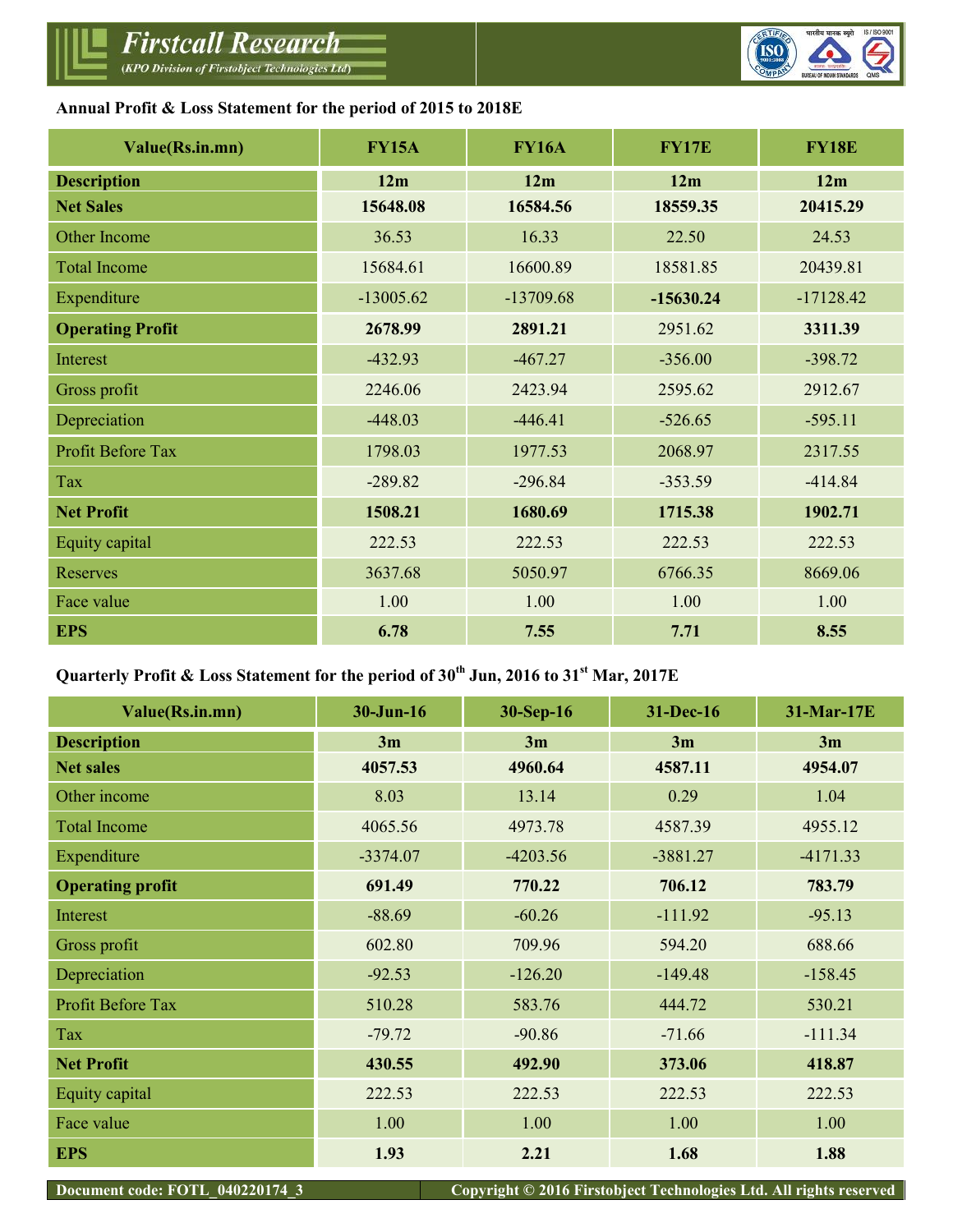**Annual Profit & Loss Statement for the period of 2015 to 2018E**

| Value(Rs.in.mn) | FY15A | FY16A | FY17E | FY18E |
|---|---|---|---|---|
| **Description** | **12m** | **12m** | **12m** | **12m** |
| **Net Sales** | **15648.08** | **16584.56** | **18559.35** | **20415.29** |
| Other Income | 36.53 | 16.33 | 22.50 | 24.53 |
| Total Income | 15684.61 | 16600.89 | 18581.85 | 20439.81 |
| Expenditure | -13005.62 | -13709.68 | **-15630.24** | -17128.42 |
| **Operating Profit** | **2678.99** | **2891.21** | 2951.62 | **3311.39** |
| Interest | -432.93 | -467.27 | -356.00 | -398.72 |
| Gross profit | 2246.06 | 2423.94 | 2595.62 | 2912.67 |
| Depreciation | -448.03 | -446.41 | -526.65 | -595.11 |
| Profit Before Tax | 1798.03 | 1977.53 | 2068.97 | 2317.55 |
| Tax | -289.82 | -296.84 | -353.59 | -414.84 |
| **Net Profit** | **1508.21** | **1680.69** | **1715.38** | **1902.71** |
| Equity capital | 222.53 | 222.53 | 222.53 | 222.53 |
| Reserves | 3637.68 | 5050.97 | 6766.35 | 8669.06 |
| Face value | 1.00 | 1.00 | 1.00 | 1.00 |
| **EPS** | **6.78** | **7.55** | **7.71** | **8.55** |

**Quarterly Profit & Loss Statement for the period of 30th Jun, 2016 to 31st Mar, 2017E**

| Value(Rs.in.mn) | 30-Jun-16 | 30-Sep-16 | 31-Dec-16 | 31-Mar-17E |
|---|---|---|---|---|
| **Description** | **3m** | **3m** | **3m** | **3m** |
| **Net sales** | **4057.53** | **4960.64** | **4587.11** | **4954.07** |
| Other income | 8.03 | 13.14 | 0.29 | 1.04 |
| Total Income | 4065.56 | 4973.78 | 4587.39 | 4955.12 |
| Expenditure | -3374.07 | -4203.56 | -3881.27 | -4171.33 |
| **Operating profit** | **691.49** | **770.22** | **706.12** | **783.79** |
| Interest | -88.69 | -60.26 | -111.92 | -95.13 |
| Gross profit | 602.80 | 709.96 | 594.20 | 688.66 |
| Depreciation | -92.53 | -126.20 | -149.48 | -158.45 |
| Profit Before Tax | 510.28 | 583.76 | 444.72 | 530.21 |
| Tax | -79.72 | -90.86 | -71.66 | -111.34 |
| **Net Profit** | **430.55** | **492.90** | **373.06** | **418.87** |
| Equity capital | 222.53 | 222.53 | 222.53 | 222.53 |
| Face value | 1.00 | 1.00 | 1.00 | 1.00 |
| **EPS** | **1.93** | **2.21** | **1.68** | **1.88** |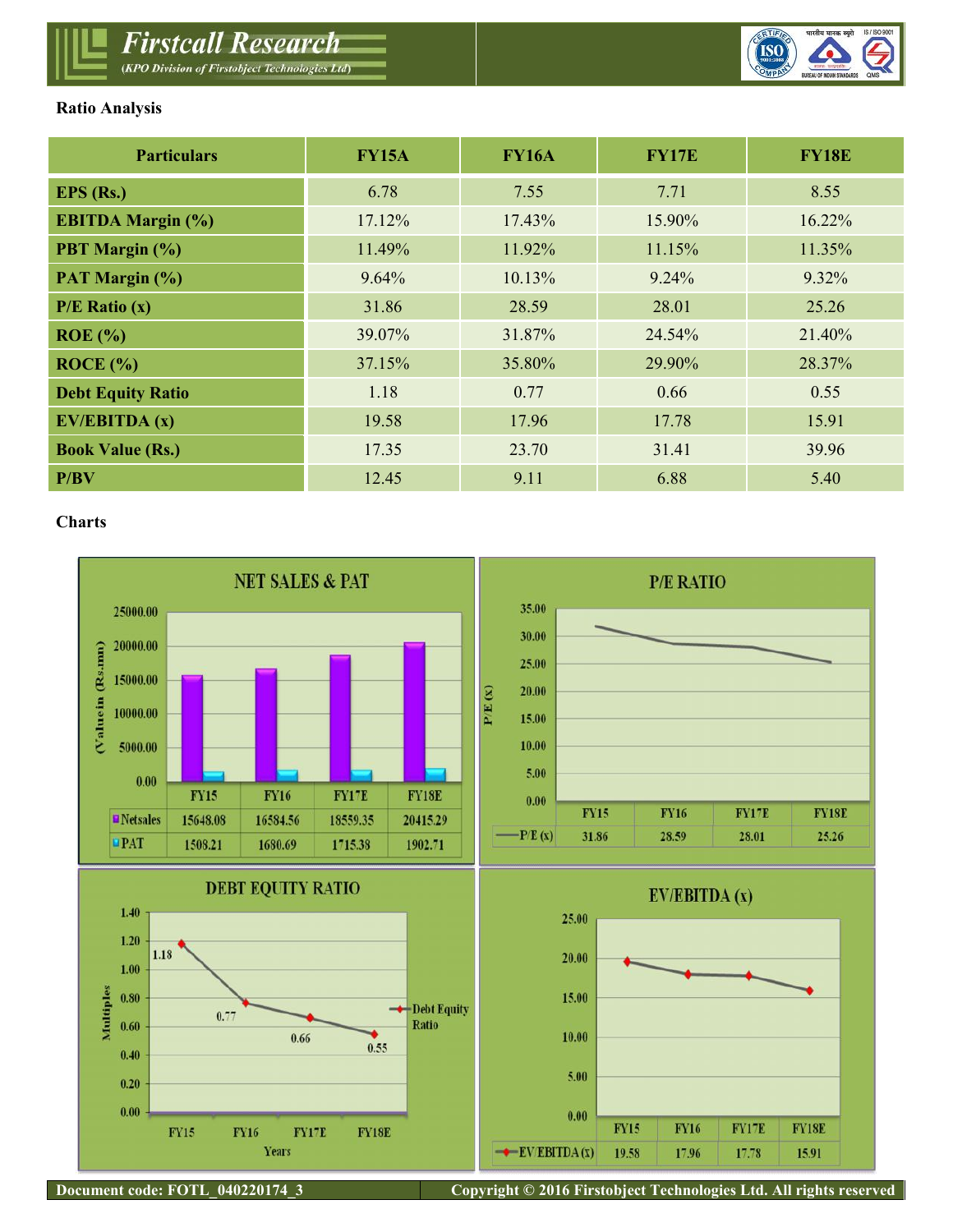## Ratio Analysis

| Particulars | FY15A | FY16A | FY17E | FY18E |
|---|---|---|---|---|
| EPS (Rs.) | 6.78 | 7.55 | 7.71 | 8.55 |
| EBITDA Margin (%) | 17.12% | 17.43% | 15.90% | 16.22% |
| PBT Margin (%) | 11.49% | 11.92% | 11.15% | 11.35% |
| PAT Margin (%) | 9.64% | 10.13% | 9.24% | 9.32% |
| P/E Ratio (x) | 31.86 | 28.59 | 28.01 | 25.26 |
| ROE (%) | 39.07% | 31.87% | 24.54% | 21.40% |
| ROCE (%) | 37.15% | 35.80% | 29.90% | 28.37% |
| Debt Equity Ratio | 1.18 | 0.77 | 0.66 | 0.55 |
| EV/EBITDA (x) | 19.58 | 17.96 | 17.78 | 15.91 |
| Book Value (Rs.) | 17.35 | 23.70 | 31.41 | 39.96 |
| P/BV | 12.45 | 9.11 | 6.88 | 5.40 |

## Charts

**NET SALES & PAT** (Value in (Rs.mn))

| | FY15 | FY16 | FY17E | FY18E |
|---|---|---|---|---|
| Netsales | 15648.08 | 16584.56 | 18559.35 | 20415.29 |
| PAT | 1508.21 | 1680.69 | 1715.38 | 1902.71 |

**P/E RATIO**

| | FY15 | FY16 | FY17E | FY18E |
|---|---|---|---|---|
| P/E (x) | 31.86 | 28.59 | 28.01 | 25.26 |

**DEBT EQUITY RATIO** (Multiples)

| | FY15 | FY16 | FY17E | FY18E |
|---|---|---|---|---|
| Debt Equity Ratio | 1.18 | 0.77 | 0.66 | 0.55 |

**EV/EBITDA (x)**

| | FY15 | FY16 | FY17E | FY18E |
|---|---|---|---|---|
| EV/EBITDA (x) | 19.58 | 17.96 | 17.78 | 15.91 |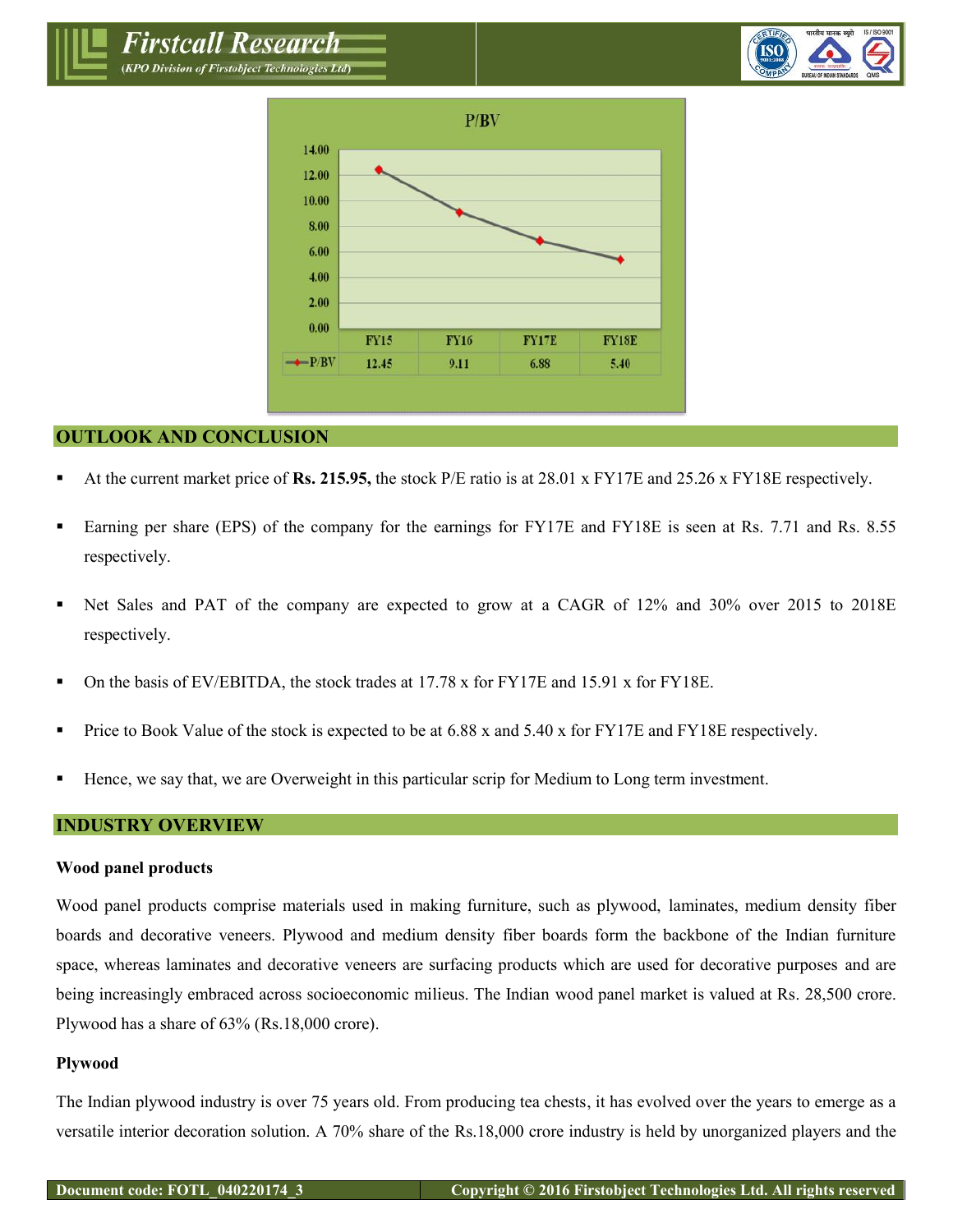**P/BV**

|  | FY15 | FY16 | FY17E | FY18E |
|---|---|---|---|---|
| P/BV | 12.45 | 9.11 | 6.88 | 5.40 |

## OUTLOOK AND CONCLUSION

- At the current market price of **Rs. 215.95,** the stock P/E ratio is at 28.01 x FY17E and 25.26 x FY18E respectively.
- Earning per share (EPS) of the company for the earnings for FY17E and FY18E is seen at Rs. 7.71 and Rs. 8.55 respectively.
- Net Sales and PAT of the company are expected to grow at a CAGR of 12% and 30% over 2015 to 2018E respectively.
- On the basis of EV/EBITDA, the stock trades at 17.78 x for FY17E and 15.91 x for FY18E.
- Price to Book Value of the stock is expected to be at 6.88 x and 5.40 x for FY17E and FY18E respectively.
- Hence, we say that, we are Overweight in this particular scrip for Medium to Long term investment.

## INDUSTRY OVERVIEW

### Wood panel products

Wood panel products comprise materials used in making furniture, such as plywood, laminates, medium density fiber boards and decorative veneers. Plywood and medium density fiber boards form the backbone of the Indian furniture space, whereas laminates and decorative veneers are surfacing products which are used for decorative purposes and are being increasingly embraced across socioeconomic milieus. The Indian wood panel market is valued at Rs. 28,500 crore. Plywood has a share of 63% (Rs.18,000 crore).

### Plywood

The Indian plywood industry is over 75 years old. From producing tea chests, it has evolved over the years to emerge as a versatile interior decoration solution. A 70% share of the Rs.18,000 crore industry is held by unorganized players and the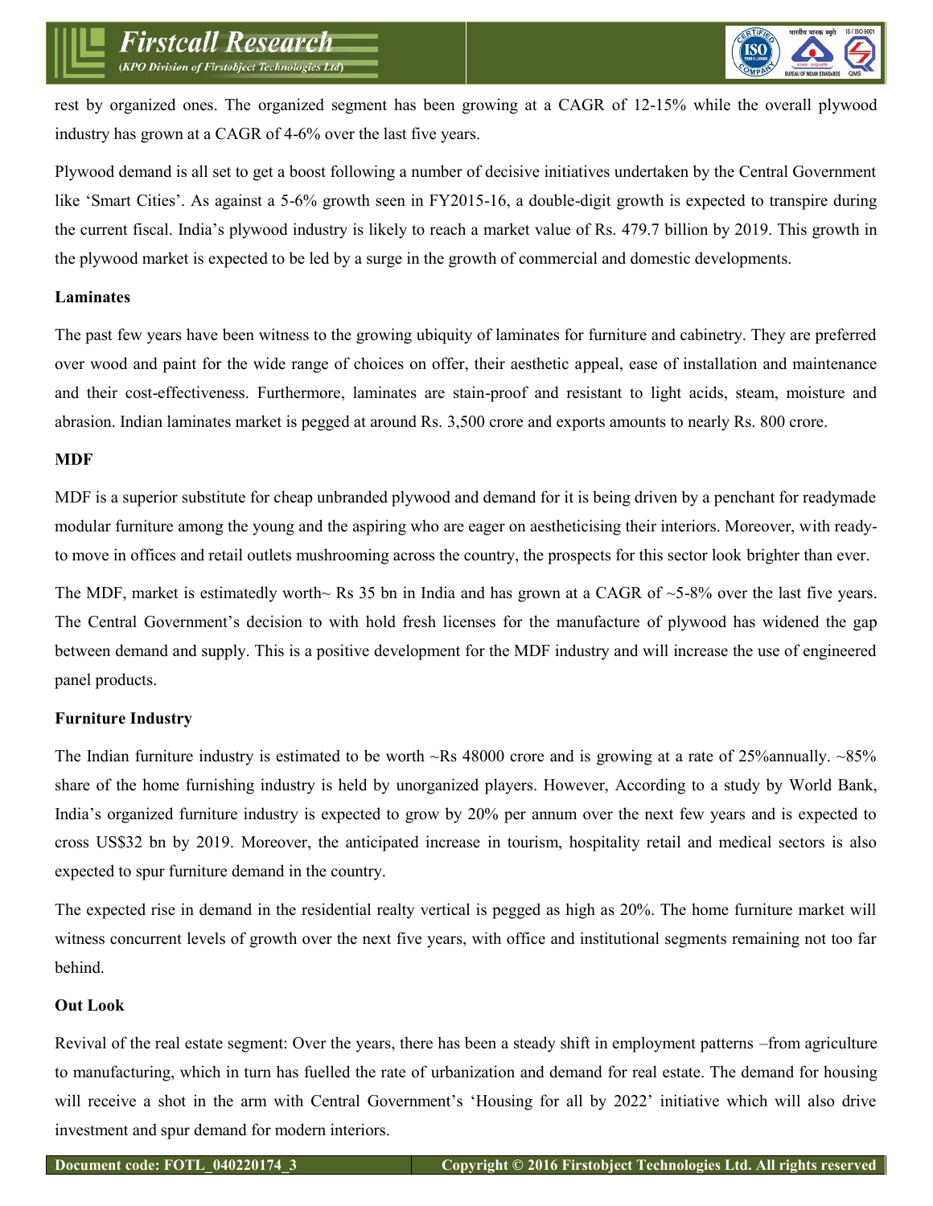rest by organized ones. The organized segment has been growing at a CAGR of 12-15% while the overall plywood industry has grown at a CAGR of 4-6% over the last five years.

Plywood demand is all set to get a boost following a number of decisive initiatives undertaken by the Central Government like 'Smart Cities'. As against a 5-6% growth seen in FY2015-16, a double-digit growth is expected to transpire during the current fiscal. India's plywood industry is likely to reach a market value of Rs. 479.7 billion by 2019. This growth in the plywood market is expected to be led by a surge in the growth of commercial and domestic developments.

**Laminates**

The past few years have been witness to the growing ubiquity of laminates for furniture and cabinetry. They are preferred over wood and paint for the wide range of choices on offer, their aesthetic appeal, ease of installation and maintenance and their cost-effectiveness. Furthermore, laminates are stain-proof and resistant to light acids, steam, moisture and abrasion. Indian laminates market is pegged at around Rs. 3,500 crore and exports amounts to nearly Rs. 800 crore.

**MDF**

MDF is a superior substitute for cheap unbranded plywood and demand for it is being driven by a penchant for readymade modular furniture among the young and the aspiring who are eager on aestheticising their interiors. Moreover, with ready-to move in offices and retail outlets mushrooming across the country, the prospects for this sector look brighter than ever.

The MDF, market is estimatedly worth~ Rs 35 bn in India and has grown at a CAGR of ~5-8% over the last five years. The Central Government's decision to with hold fresh licenses for the manufacture of plywood has widened the gap between demand and supply. This is a positive development for the MDF industry and will increase the use of engineered panel products.

**Furniture Industry**

The Indian furniture industry is estimated to be worth ~Rs 48000 crore and is growing at a rate of 25%annually. ~85% share of the home furnishing industry is held by unorganized players. However, According to a study by World Bank, India's organized furniture industry is expected to grow by 20% per annum over the next few years and is expected to cross US$32 bn by 2019. Moreover, the anticipated increase in tourism, hospitality retail and medical sectors is also expected to spur furniture demand in the country.

The expected rise in demand in the residential realty vertical is pegged as high as 20%. The home furniture market will witness concurrent levels of growth over the next five years, with office and institutional segments remaining not too far behind.

**Out Look**

Revival of the real estate segment: Over the years, there has been a steady shift in employment patterns –from agriculture to manufacturing, which in turn has fuelled the rate of urbanization and demand for real estate. The demand for housing will receive a shot in the arm with Central Government's 'Housing for all by 2022' initiative which will also drive investment and spur demand for modern interiors.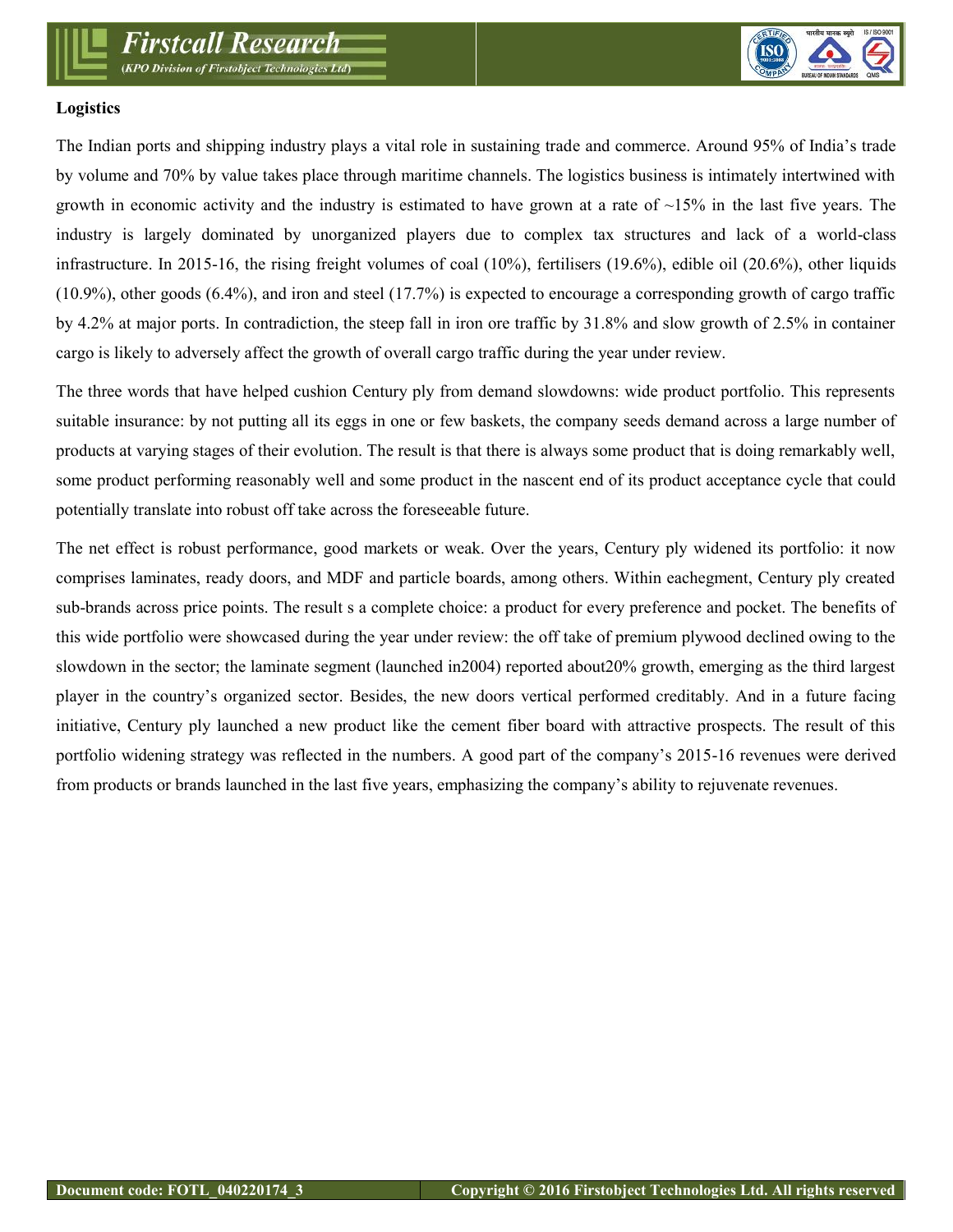**Logistics**

The Indian ports and shipping industry plays a vital role in sustaining trade and commerce. Around 95% of India's trade by volume and 70% by value takes place through maritime channels. The logistics business is intimately intertwined with growth in economic activity and the industry is estimated to have grown at a rate of ~15% in the last five years. The industry is largely dominated by unorganized players due to complex tax structures and lack of a world-class infrastructure. In 2015-16, the rising freight volumes of coal (10%), fertilisers (19.6%), edible oil (20.6%), other liquids (10.9%), other goods (6.4%), and iron and steel (17.7%) is expected to encourage a corresponding growth of cargo traffic by 4.2% at major ports. In contradiction, the steep fall in iron ore traffic by 31.8% and slow growth of 2.5% in container cargo is likely to adversely affect the growth of overall cargo traffic during the year under review.

The three words that have helped cushion Century ply from demand slowdowns: wide product portfolio. This represents suitable insurance: by not putting all its eggs in one or few baskets, the company seeds demand across a large number of products at varying stages of their evolution. The result is that there is always some product that is doing remarkably well, some product performing reasonably well and some product in the nascent end of its product acceptance cycle that could potentially translate into robust off take across the foreseeable future.

The net effect is robust performance, good markets or weak. Over the years, Century ply widened its portfolio: it now comprises laminates, ready doors, and MDF and particle boards, among others. Within eachegment, Century ply created sub-brands across price points. The result s a complete choice: a product for every preference and pocket. The benefits of this wide portfolio were showcased during the year under review: the off take of premium plywood declined owing to the slowdown in the sector; the laminate segment (launched in2004) reported about20% growth, emerging as the third largest player in the country's organized sector. Besides, the new doors vertical performed creditably. And in a future facing initiative, Century ply launched a new product like the cement fiber board with attractive prospects. The result of this portfolio widening strategy was reflected in the numbers. A good part of the company's 2015-16 revenues were derived from products or brands launched in the last five years, emphasizing the company's ability to rejuvenate revenues.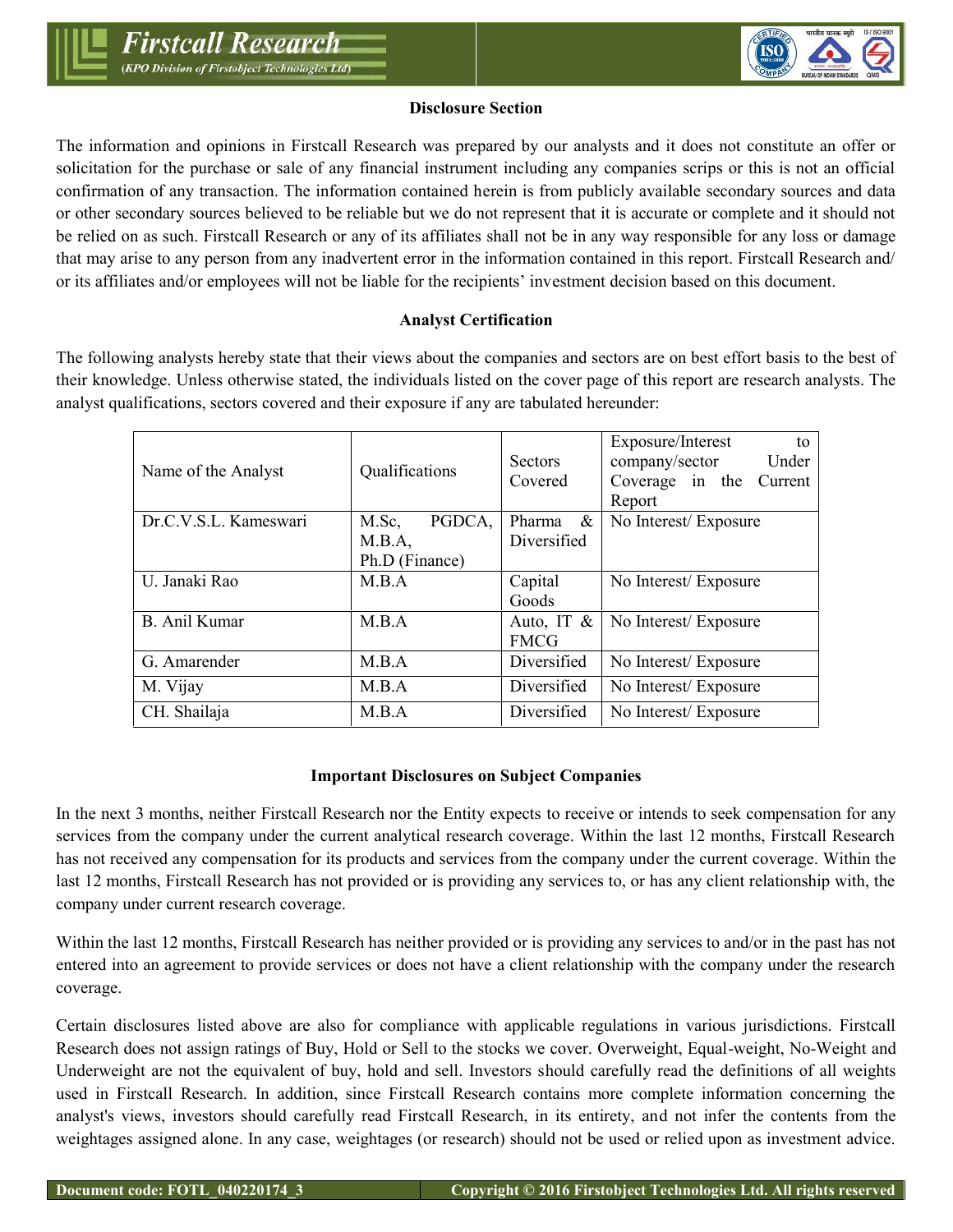## Disclosure Section

The information and opinions in Firstcall Research was prepared by our analysts and it does not constitute an offer or solicitation for the purchase or sale of any financial instrument including any companies scrips or this is not an official confirmation of any transaction. The information contained herein is from publicly available secondary sources and data or other secondary sources believed to be reliable but we do not represent that it is accurate or complete and it should not be relied on as such. Firstcall Research or any of its affiliates shall not be in any way responsible for any loss or damage that may arise to any person from any inadvertent error in the information contained in this report. Firstcall Research and/ or its affiliates and/or employees will not be liable for the recipients' investment decision based on this document.

## Analyst Certification

The following analysts hereby state that their views about the companies and sectors are on best effort basis to the best of their knowledge. Unless otherwise stated, the individuals listed on the cover page of this report are research analysts. The analyst qualifications, sectors covered and their exposure if any are tabulated hereunder:

| Name of the Analyst | Qualifications | Sectors Covered | Exposure/Interest to company/sector Under Coverage in the Current Report |
|---|---|---|---|
| Dr.C.V.S.L. Kameswari | M.Sc, PGDCA, M.B.A, Ph.D (Finance) | Pharma & Diversified | No Interest/ Exposure |
| U. Janaki Rao | M.B.A | Capital Goods | No Interest/ Exposure |
| B. Anil Kumar | M.B.A | Auto, IT & FMCG | No Interest/ Exposure |
| G. Amarender | M.B.A | Diversified | No Interest/ Exposure |
| M. Vijay | M.B.A | Diversified | No Interest/ Exposure |
| CH. Shailaja | M.B.A | Diversified | No Interest/ Exposure |

## Important Disclosures on Subject Companies

In the next 3 months, neither Firstcall Research nor the Entity expects to receive or intends to seek compensation for any services from the company under the current analytical research coverage. Within the last 12 months, Firstcall Research has not received any compensation for its products and services from the company under the current coverage. Within the last 12 months, Firstcall Research has not provided or is providing any services to, or has any client relationship with, the company under current research coverage.

Within the last 12 months, Firstcall Research has neither provided or is providing any services to and/or in the past has not entered into an agreement to provide services or does not have a client relationship with the company under the research coverage.

Certain disclosures listed above are also for compliance with applicable regulations in various jurisdictions. Firstcall Research does not assign ratings of Buy, Hold or Sell to the stocks we cover. Overweight, Equal-weight, No-Weight and Underweight are not the equivalent of buy, hold and sell. Investors should carefully read the definitions of all weights used in Firstcall Research. In addition, since Firstcall Research contains more complete information concerning the analyst's views, investors should carefully read Firstcall Research, in its entirety, and not infer the contents from the weightages assigned alone. In any case, weightages (or research) should not be used or relied upon as investment advice.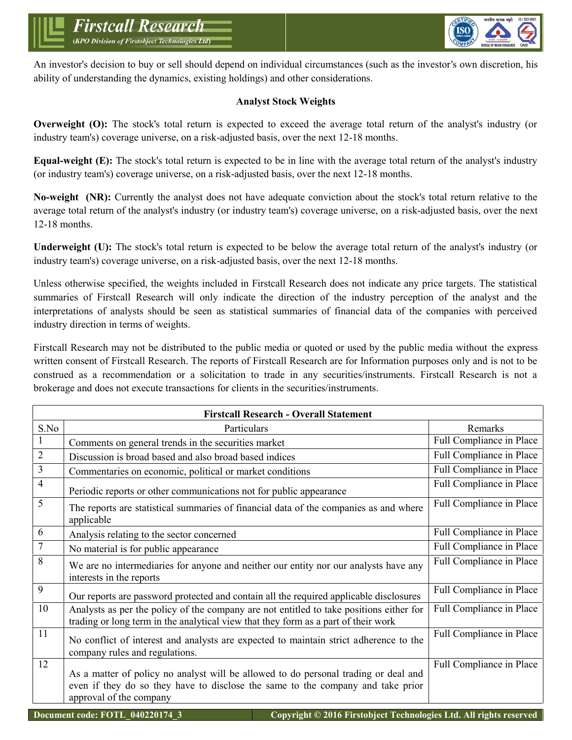An investor's decision to buy or sell should depend on individual circumstances (such as the investor's own discretion, his ability of understanding the dynamics, existing holdings) and other considerations.

**Analyst Stock Weights**

**Overweight (O):** The stock's total return is expected to exceed the average total return of the analyst's industry (or industry team's) coverage universe, on a risk-adjusted basis, over the next 12-18 months.

**Equal-weight (E):** The stock's total return is expected to be in line with the average total return of the analyst's industry (or industry team's) coverage universe, on a risk-adjusted basis, over the next 12-18 months.

**No-weight (NR):** Currently the analyst does not have adequate conviction about the stock's total return relative to the average total return of the analyst's industry (or industry team's) coverage universe, on a risk-adjusted basis, over the next 12-18 months.

**Underweight (U):** The stock's total return is expected to be below the average total return of the analyst's industry (or industry team's) coverage universe, on a risk-adjusted basis, over the next 12-18 months.

Unless otherwise specified, the weights included in Firstcall Research does not indicate any price targets. The statistical summaries of Firstcall Research will only indicate the direction of the industry perception of the analyst and the interpretations of analysts should be seen as statistical summaries of financial data of the companies with perceived industry direction in terms of weights.

Firstcall Research may not be distributed to the public media or quoted or used by the public media without the express written consent of Firstcall Research. The reports of Firstcall Research are for Information purposes only and is not to be construed as a recommendation or a solicitation to trade in any securities/instruments. Firstcall Research is not a brokerage and does not execute transactions for clients in the securities/instruments.

| **Firstcall Research - Overall Statement** | | |
|---|---|---|
| S.No | Particulars | Remarks |
| 1 | Comments on general trends in the securities market | Full Compliance in Place |
| 2 | Discussion is broad based and also broad based indices | Full Compliance in Place |
| 3 | Commentaries on economic, political or market conditions | Full Compliance in Place |
| 4 | Periodic reports or other communications not for public appearance | Full Compliance in Place |
| 5 | The reports are statistical summaries of financial data of the companies as and where applicable | Full Compliance in Place |
| 6 | Analysis relating to the sector concerned | Full Compliance in Place |
| 7 | No material is for public appearance | Full Compliance in Place |
| 8 | We are no intermediaries for anyone and neither our entity nor our analysts have any interests in the reports | Full Compliance in Place |
| 9 | Our reports are password protected and contain all the required applicable disclosures | Full Compliance in Place |
| 10 | Analysts as per the policy of the company are not entitled to take positions either for trading or long term in the analytical view that they form as a part of their work | Full Compliance in Place |
| 11 | No conflict of interest and analysts are expected to maintain strict adherence to the company rules and regulations. | Full Compliance in Place |
| 12 | As a matter of policy no analyst will be allowed to do personal trading or deal and even if they do so they have to disclose the same to the company and take prior approval of the company | Full Compliance in Place |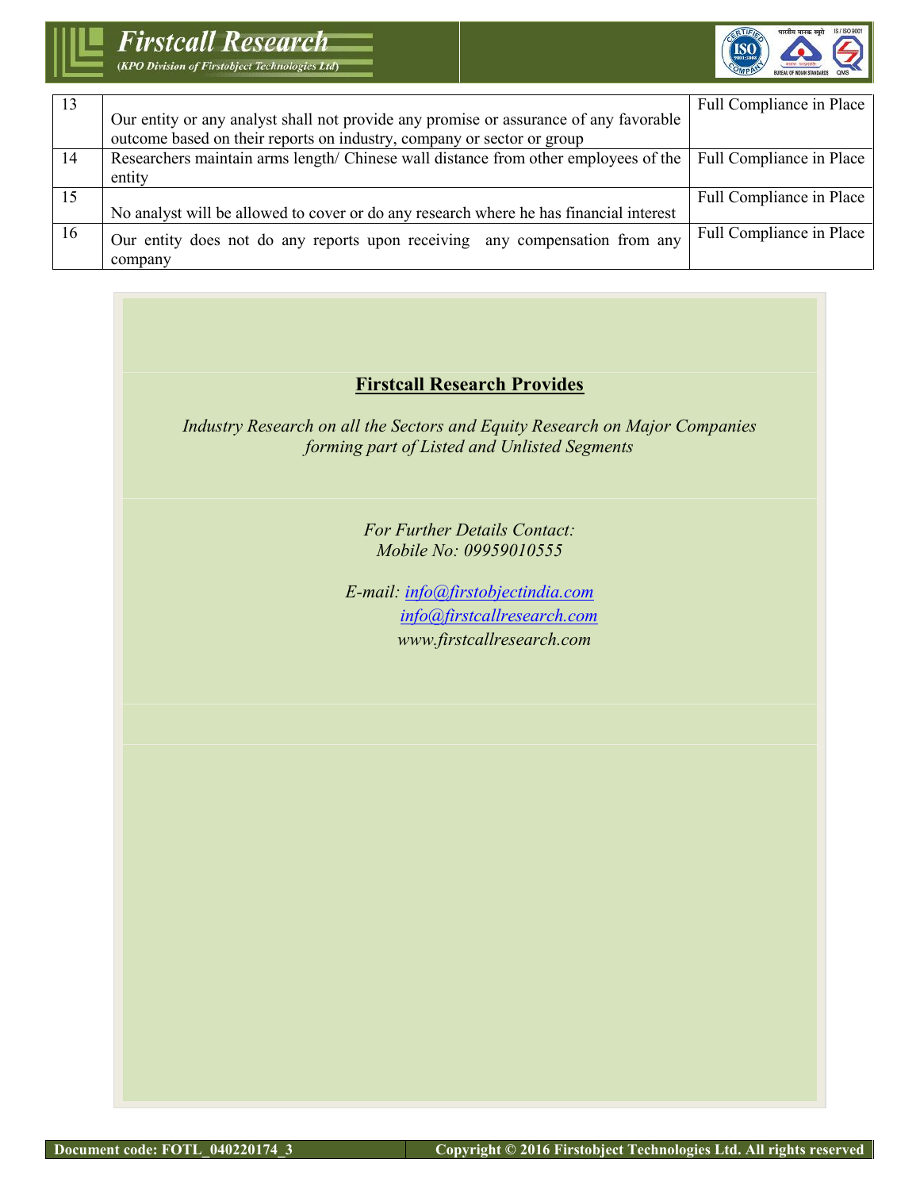| | | |
|---|---|---|
| 13 | Our entity or any analyst shall not provide any promise or assurance of any favorable outcome based on their reports on industry, company or sector or group | Full Compliance in Place |
| 14 | Researchers maintain arms length/ Chinese wall distance from other employees of the entity | Full Compliance in Place |
| 15 | No analyst will be allowed to cover or do any research where he has financial interest | Full Compliance in Place |
| 16 | Our entity does not do any reports upon receiving any compensation from any company | Full Compliance in Place |

**Firstcall Research Provides**

*Industry Research on all the Sectors and Equity Research on Major Companies forming part of Listed and Unlisted Segments*

*For Further Details Contact:*
*Mobile No: 09959010555*

*E-mail: info@firstobjectindia.com*
*info@firstcallresearch.com*
*www.firstcallresearch.com*